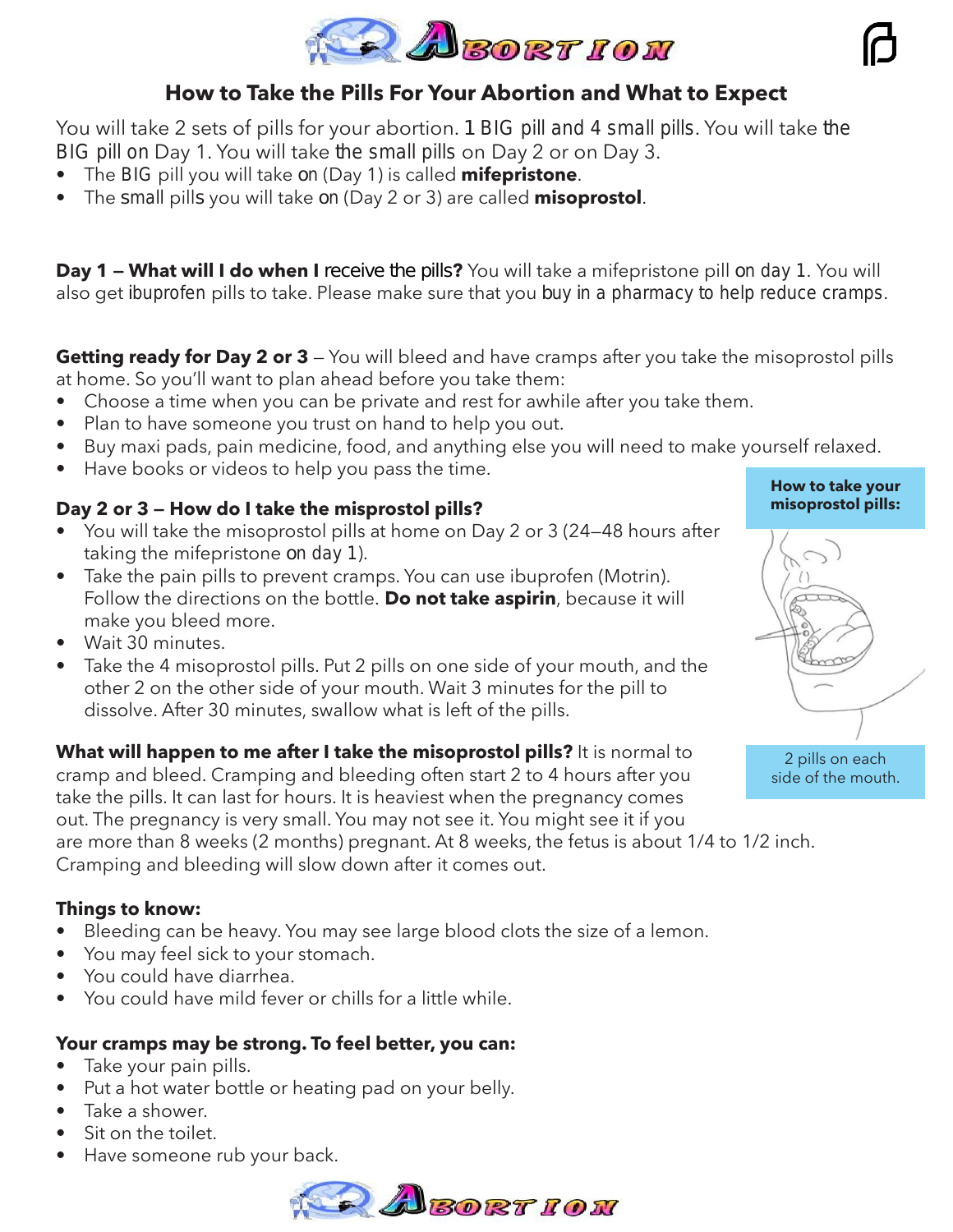# ABORTION

## How to Take the Pills For Your Abortion and What to Expect

You will take 2 sets of pills for your abortion. 1 BIG pill and 4 small pills. You will take the BIG pill on Day 1. You will take the small pills on Day 2 or on Day 3.

- The BIG pill you will take on (Day 1) is called **mifepristone**.
- The small pills you will take on (Day 2 or 3) are called **misoprostol**.

**Day 1 — What will I do when I receive the pills?** You will take a mifepristone pill on day 1. You will also get ibuprofen pills to take. Please make sure that you buy in a pharmacy to help reduce cramps.

**Getting ready for Day 2 or 3** — You will bleed and have cramps after you take the misoprostol pills at home. So you'll want to plan ahead before you take them:

- Choose a time when you can be private and rest for awhile after you take them.
- Plan to have someone you trust on hand to help you out.
- Buy maxi pads, pain medicine, food, and anything else you will need to make yourself relaxed.
- Have books or videos to help you pass the time.

### Day 2 or 3 — How do I take the misprostol pills?

- You will take the misoprostol pills at home on Day 2 or 3 (24—48 hours after taking the mifepristone on day 1).
- Take the pain pills to prevent cramps. You can use ibuprofen (Motrin). Follow the directions on the bottle. **Do not take aspirin**, because it will make you bleed more.
- Wait 30 minutes.
- Take the 4 misoprostol pills. Put 2 pills on one side of your mouth, and the other 2 on the other side of your mouth. Wait 3 minutes for the pill to dissolve. After 30 minutes, swallow what is left of the pills.

**How to take your misoprostol pills:**

2 pills on each side of the mouth.

**What will happen to me after I take the misoprostol pills?** It is normal to cramp and bleed. Cramping and bleeding often start 2 to 4 hours after you take the pills. It can last for hours. It is heaviest when the pregnancy comes out. The pregnancy is very small. You may not see it. You might see it if you are more than 8 weeks (2 months) pregnant. At 8 weeks, the fetus is about 1/4 to 1/2 inch. Cramping and bleeding will slow down after it comes out.

### Things to know:

- Bleeding can be heavy. You may see large blood clots the size of a lemon.
- You may feel sick to your stomach.
- You could have diarrhea.
- You could have mild fever or chills for a little while.

### Your cramps may be strong. To feel better, you can:

- Take your pain pills.
- Put a hot water bottle or heating pad on your belly.
- Take a shower.
- Sit on the toilet.
- Have someone rub your back.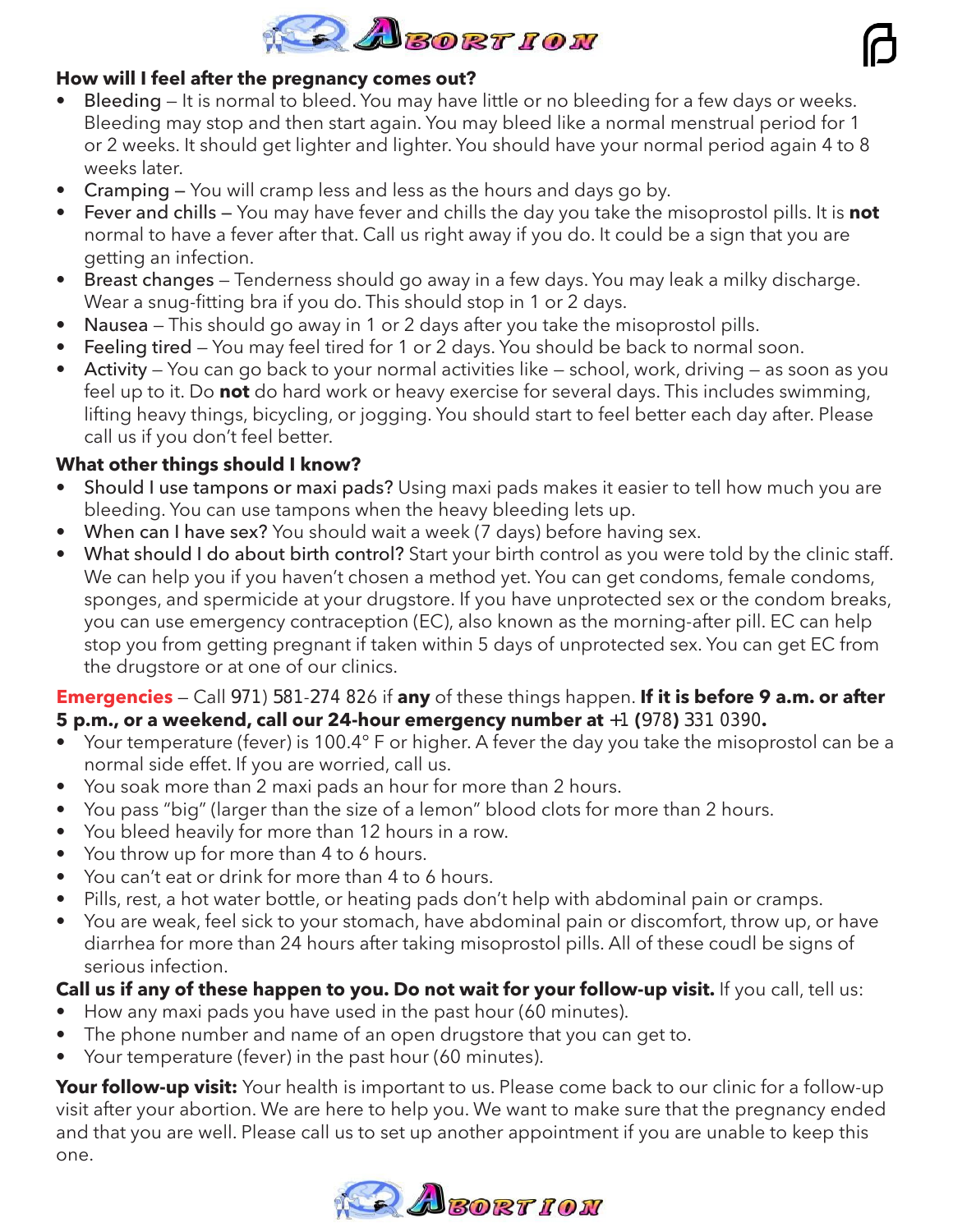**How will I feel after the pregnancy comes out?**

- Bleeding – It is normal to bleed. You may have little or no bleeding for a few days or weeks. Bleeding may stop and then start again. You may bleed like a normal menstrual period for 1 or 2 weeks. It should get lighter and lighter. You should have your normal period again 4 to 8 weeks later.
- Cramping – You will cramp less and less as the hours and days go by.
- Fever and chills – You may have fever and chills the day you take the misoprostol pills. It is **not** normal to have a fever after that. Call us right away if you do. It could be a sign that you are getting an infection.
- Breast changes – Tenderness should go away in a few days. You may leak a milky discharge. Wear a snug-fitting bra if you do. This should stop in 1 or 2 days.
- Nausea – This should go away in 1 or 2 days after you take the misoprostol pills.
- Feeling tired – You may feel tired for 1 or 2 days. You should be back to normal soon.
- Activity – You can go back to your normal activities like – school, work, driving – as soon as you feel up to it. Do **not** do hard work or heavy exercise for several days. This includes swimming, lifting heavy things, bicycling, or jogging. You should start to feel better each day after. Please call us if you don't feel better.

**What other things should I know?**

- Should I use tampons or maxi pads? Using maxi pads makes it easier to tell how much you are bleeding. You can use tampons when the heavy bleeding lets up.
- When can I have sex? You should wait a week (7 days) before having sex.
- What should I do about birth control? Start your birth control as you were told by the clinic staff. We can help you if you haven't chosen a method yet. You can get condoms, female condoms, sponges, and spermicide at your drugstore. If you have unprotected sex or the condom breaks, you can use emergency contraception (EC), also known as the morning-after pill. EC can help stop you from getting pregnant if taken within 5 days of unprotected sex. You can get EC from the drugstore or at one of our clinics.

**Emergencies** – Call 971) 581-274 826 if **any** of these things happen. **If it is before 9 a.m. or after 5 p.m., or a weekend, call our 24-hour emergency number at +1 (978) 331 0390.**

- Your temperature (fever) is 100.4° F or higher. A fever the day you take the misoprostol can be a normal side effet. If you are worried, call us.
- You soak more than 2 maxi pads an hour for more than 2 hours.
- You pass "big" (larger than the size of a lemon" blood clots for more than 2 hours.
- You bleed heavily for more than 12 hours in a row.
- You throw up for more than 4 to 6 hours.
- You can't eat or drink for more than 4 to 6 hours.
- Pills, rest, a hot water bottle, or heating pads don't help with abdominal pain or cramps.
- You are weak, feel sick to your stomach, have abdominal pain or discomfort, throw up, or have diarrhea for more than 24 hours after taking misoprostol pills. All of these coudl be signs of serious infection.

**Call us if any of these happen to you. Do not wait for your follow-up visit.** If you call, tell us:

- How any maxi pads you have used in the past hour (60 minutes).
- The phone number and name of an open drugstore that you can get to.
- Your temperature (fever) in the past hour (60 minutes).

**Your follow-up visit:** Your health is important to us. Please come back to our clinic for a follow-up visit after your abortion. We are here to help you. We want to make sure that the pregnancy ended and that you are well. Please call us to set up another appointment if you are unable to keep this one.